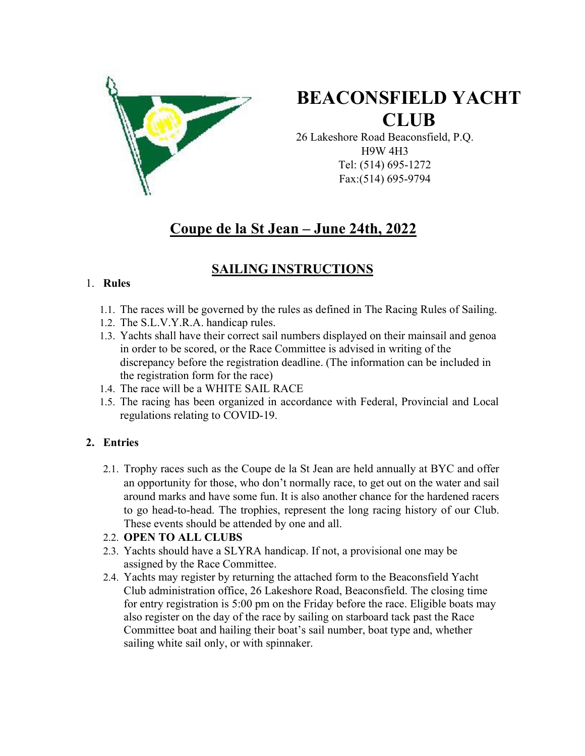# BEACONSFIELD YACHT CLUB

26 Lakeshore Road Beaconsfield, P.Q.
H9W 4H3
Tel: (514) 695-1272
Fax:(514) 695-9794

## Coupe de la St Jean – June 24th, 2022

## SAILING INSTRUCTIONS

1. **Rules**

   1.1. The races will be governed by the rules as defined in The Racing Rules of Sailing.

   1.2. The S.L.V.Y.R.A. handicap rules.

   1.3. Yachts shall have their correct sail numbers displayed on their mainsail and genoa in order to be scored, or the Race Committee is advised in writing of the discrepancy before the registration deadline. (The information can be included in the registration form for the race)

   1.4. The race will be a WHITE SAIL RACE

   1.5. The racing has been organized in accordance with Federal, Provincial and Local regulations relating to COVID-19.

2. **Entries**

   2.1. Trophy races such as the Coupe de la St Jean are held annually at BYC and offer an opportunity for those, who don't normally race, to get out on the water and sail around marks and have some fun. It is also another chance for the hardened racers to go head-to-head. The trophies, represent the long racing history of our Club. These events should be attended by one and all.

   2.2. **OPEN TO ALL CLUBS**

   2.3. Yachts should have a SLYRA handicap. If not, a provisional one may be assigned by the Race Committee.

   2.4. Yachts may register by returning the attached form to the Beaconsfield Yacht Club administration office, 26 Lakeshore Road, Beaconsfield. The closing time for entry registration is 5:00 pm on the Friday before the race. Eligible boats may also register on the day of the race by sailing on starboard tack past the Race Committee boat and hailing their boat's sail number, boat type and, whether sailing white sail only, or with spinnaker.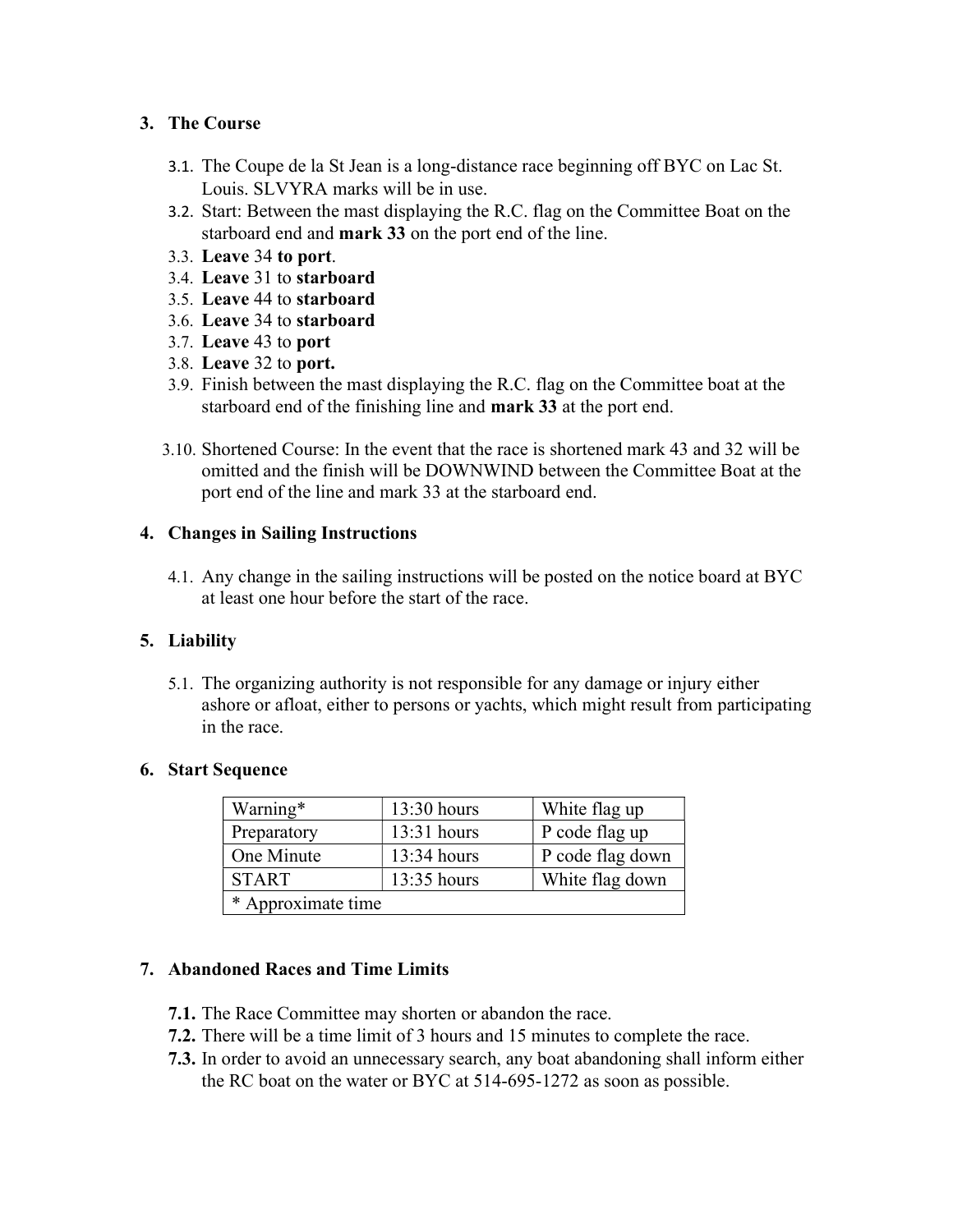## 3. The Course

3.1. The Coupe de la St Jean is a long-distance race beginning off BYC on Lac St. Louis. SLVYRA marks will be in use.

3.2. Start: Between the mast displaying the R.C. flag on the Committee Boat on the starboard end and **mark 33** on the port end of the line.

3.3. **Leave** 34 **to port**.

3.4. **Leave** 31 to **starboard**

3.5. **Leave** 44 to **starboard**

3.6. **Leave** 34 to **starboard**

3.7. **Leave** 43 to **port**

3.8. **Leave** 32 to **port.**

3.9. Finish between the mast displaying the R.C. flag on the Committee boat at the starboard end of the finishing line and **mark 33** at the port end.

3.10. Shortened Course: In the event that the race is shortened mark 43 and 32 will be omitted and the finish will be DOWNWIND between the Committee Boat at the port end of the line and mark 33 at the starboard end.

## 4. Changes in Sailing Instructions

4.1. Any change in the sailing instructions will be posted on the notice board at BYC at least one hour before the start of the race.

## 5. Liability

5.1. The organizing authority is not responsible for any damage or injury either ashore or afloat, either to persons or yachts, which might result from participating in the race.

## 6. Start Sequence

| Warning* | 13:30 hours | White flag up |
|---|---|---|
| Preparatory | 13:31 hours | P code flag up |
| One Minute | 13:34 hours | P code flag down |
| START | 13:35 hours | White flag down |
| * Approximate time | | |

## 7. Abandoned Races and Time Limits

**7.1.** The Race Committee may shorten or abandon the race.

**7.2.** There will be a time limit of 3 hours and 15 minutes to complete the race.

**7.3.** In order to avoid an unnecessary search, any boat abandoning shall inform either the RC boat on the water or BYC at 514-695-1272 as soon as possible.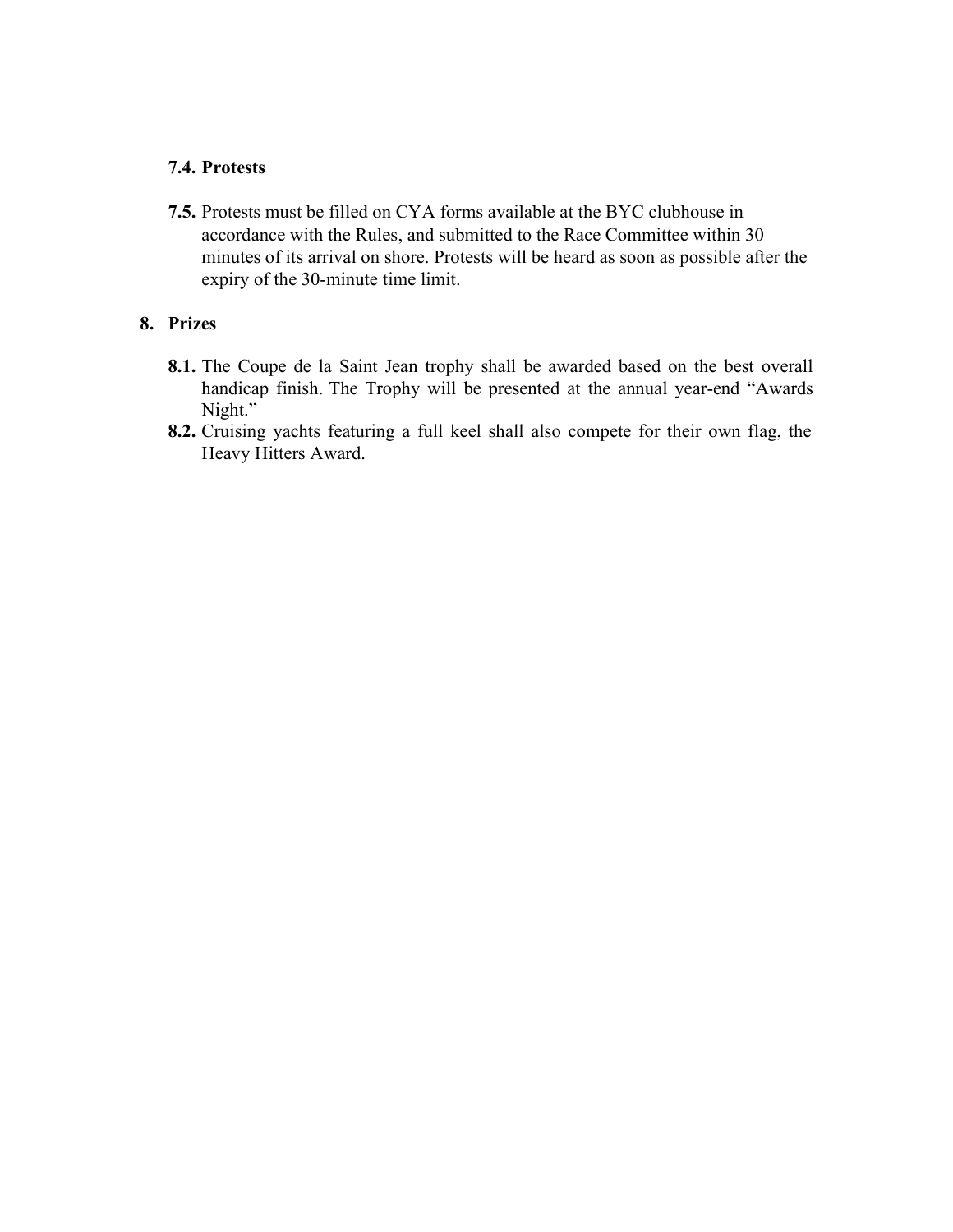**7.4. Protests**

**7.5.** Protests must be filled on CYA forms available at the BYC clubhouse in accordance with the Rules, and submitted to the Race Committee within 30 minutes of its arrival on shore. Protests will be heard as soon as possible after the expiry of the 30-minute time limit.

## 8. Prizes

**8.1.** The Coupe de la Saint Jean trophy shall be awarded based on the best overall handicap finish. The Trophy will be presented at the annual year-end "Awards Night."

**8.2.** Cruising yachts featuring a full keel shall also compete for their own flag, the Heavy Hitters Award.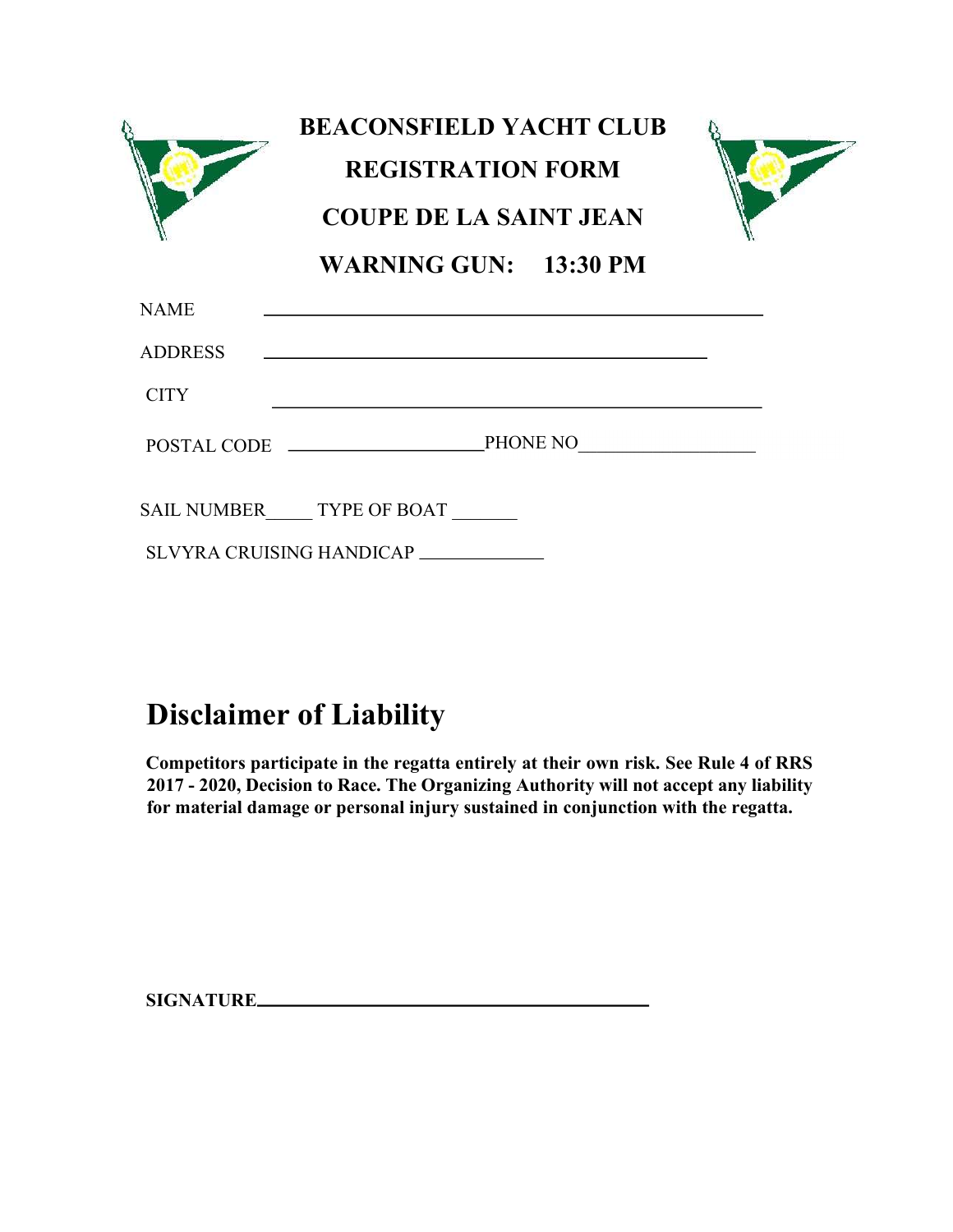# BEACONSFIELD YACHT CLUB

## REGISTRATION FORM

## COUPE DE LA SAINT JEAN

## WARNING GUN: 13:30 PM

NAME ____________________________________________

ADDRESS ________________________________________

CITY ____________________________________________

POSTAL CODE ____________________ PHONE NO __________________

SAIL NUMBER_____ TYPE OF BOAT _______

SLVYRA CRUISING HANDICAP _____________

# Disclaimer of Liability

**Competitors participate in the regatta entirely at their own risk. See Rule 4 of RRS 2017 - 2020, Decision to Race. The Organizing Authority will not accept any liability for material damage or personal injury sustained in conjunction with the regatta.**

**SIGNATURE**________________________________________